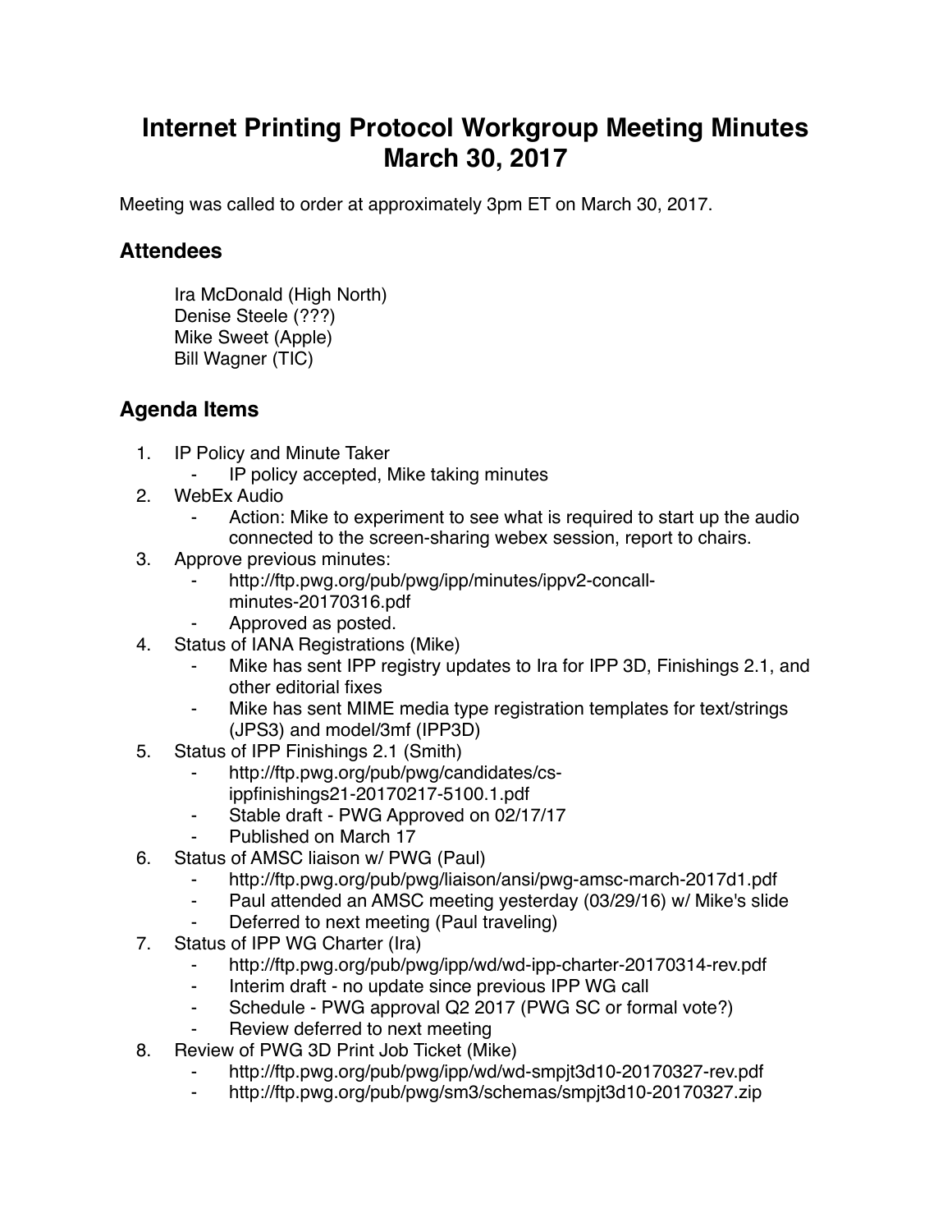# Internet Printing Protocol Workgroup Meeting Minutes March 30, 2017

Meeting was called to order at approximately 3pm ET on March 30, 2017.

## Attendees

Ira McDonald (High North)
Denise Steele (???)
Mike Sweet (Apple)
Bill Wagner (TIC)

## Agenda Items

1. IP Policy and Minute Taker
   - IP policy accepted, Mike taking minutes
2. WebEx Audio
   - Action: Mike to experiment to see what is required to start up the audio connected to the screen-sharing webex session, report to chairs.
3. Approve previous minutes:
   - http://ftp.pwg.org/pub/pwg/ipp/minutes/ippv2-concall-minutes-20170316.pdf
   - Approved as posted.
4. Status of IANA Registrations (Mike)
   - Mike has sent IPP registry updates to Ira for IPP 3D, Finishings 2.1, and other editorial fixes
   - Mike has sent MIME media type registration templates for text/strings (JPS3) and model/3mf (IPP3D)
5. Status of IPP Finishings 2.1 (Smith)
   - http://ftp.pwg.org/pub/pwg/candidates/cs-ippfinishings21-20170217-5100.1.pdf
   - Stable draft - PWG Approved on 02/17/17
   - Published on March 17
6. Status of AMSC liaison w/ PWG (Paul)
   - http://ftp.pwg.org/pub/pwg/liaison/ansi/pwg-amsc-march-2017d1.pdf
   - Paul attended an AMSC meeting yesterday (03/29/16) w/ Mike's slide
   - Deferred to next meeting (Paul traveling)
7. Status of IPP WG Charter (Ira)
   - http://ftp.pwg.org/pub/pwg/ipp/wd/wd-ipp-charter-20170314-rev.pdf
   - Interim draft - no update since previous IPP WG call
   - Schedule - PWG approval Q2 2017 (PWG SC or formal vote?)
   - Review deferred to next meeting
8. Review of PWG 3D Print Job Ticket (Mike)
   - http://ftp.pwg.org/pub/pwg/ipp/wd/wd-smpjt3d10-20170327-rev.pdf
   - http://ftp.pwg.org/pub/pwg/sm3/schemas/smpjt3d10-20170327.zip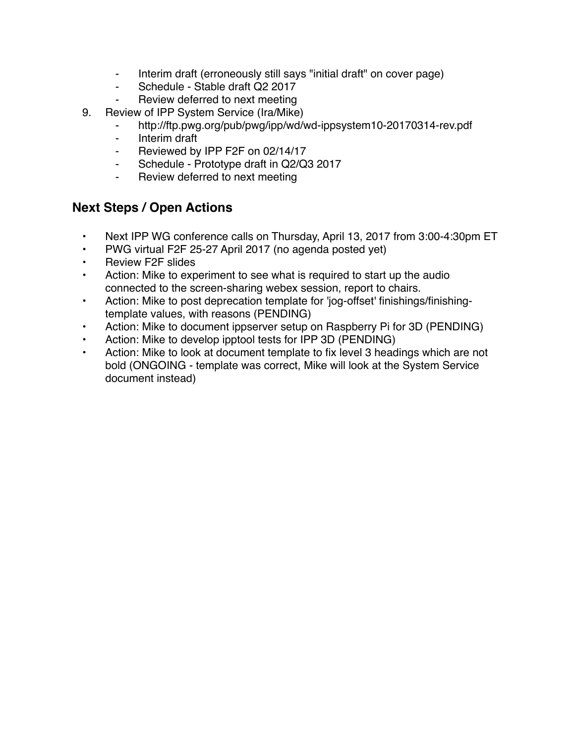- Interim draft (erroneously still says "initial draft" on cover page)
    - Schedule - Stable draft Q2 2017
    - Review deferred to next meeting
9. Review of IPP System Service (Ira/Mike)
    - http://ftp.pwg.org/pub/pwg/ipp/wd/wd-ippsystem10-20170314-rev.pdf
    - Interim draft
    - Reviewed by IPP F2F on 02/14/17
    - Schedule - Prototype draft in Q2/Q3 2017
    - Review deferred to next meeting

## Next Steps / Open Actions

- Next IPP WG conference calls on Thursday, April 13, 2017 from 3:00-4:30pm ET
- PWG virtual F2F 25-27 April 2017 (no agenda posted yet)
- Review F2F slides
- Action: Mike to experiment to see what is required to start up the audio connected to the screen-sharing webex session, report to chairs.
- Action: Mike to post deprecation template for 'jog-offset' finishings/finishing-template values, with reasons (PENDING)
- Action: Mike to document ippserver setup on Raspberry Pi for 3D (PENDING)
- Action: Mike to develop ipptool tests for IPP 3D (PENDING)
- Action: Mike to look at document template to fix level 3 headings which are not bold (ONGOING - template was correct, Mike will look at the System Service document instead)